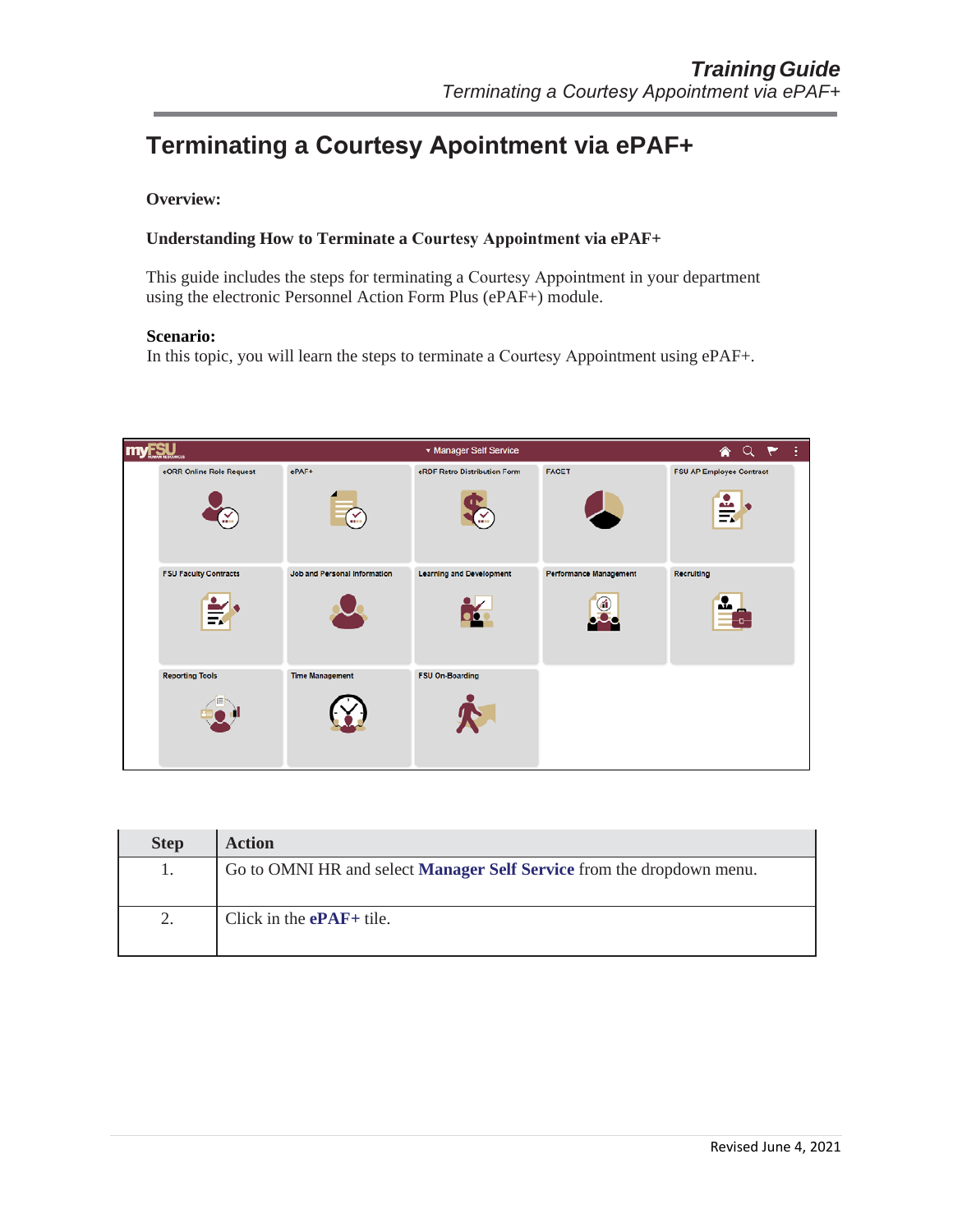# Terminating a Courtesy Apointment via ePAF+

**Overview:**

**Understanding How to Terminate a Courtesy Appointment via ePAF+**

This guide includes the steps for terminating a Courtesy Appointment in your department using the electronic Personnel Action Form Plus (ePAF+) module.

**Scenario:**
In this topic, you will learn the steps to terminate a Courtesy Appointment using ePAF+.

| Step | Action |
|---|---|
| 1. | Go to OMNI HR and select **Manager Self Service** from the dropdown menu. |
| 2. | Click in the **ePAF+** tile. |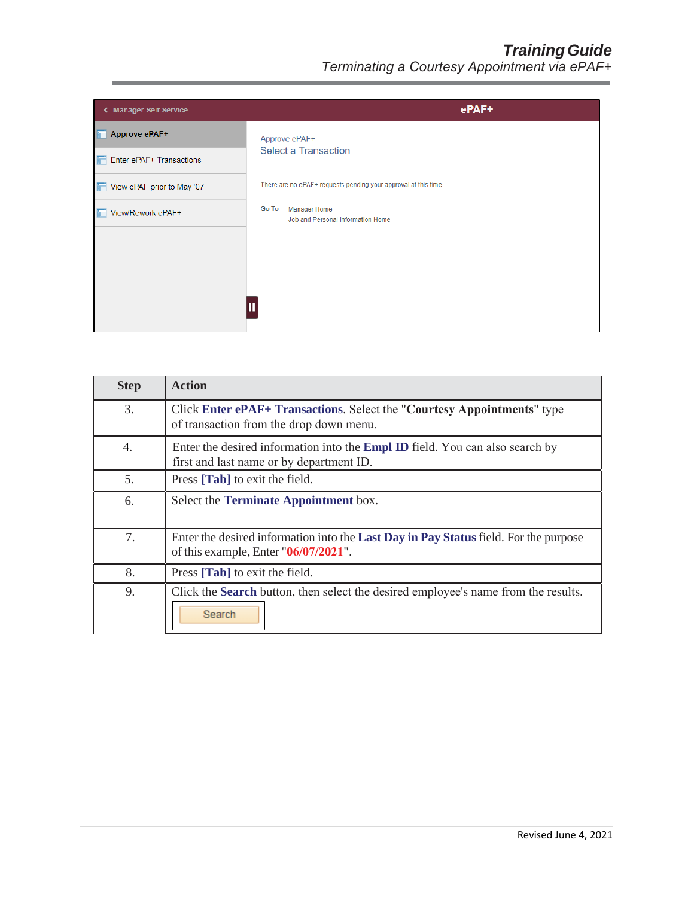| Step | Action |
|---|---|
| 3. | Click **Enter ePAF+ Transactions**. Select the "**Courtesy Appointments**" type of transaction from the drop down menu. |
| 4. | Enter the desired information into the **Empl ID** field. You can also search by first and last name or by department ID. |
| 5. | Press **[Tab]** to exit the field. |
| 6. | Select the **Terminate Appointment** box. |
| 7. | Enter the desired information into the **Last Day in Pay Status** field. For the purpose of this example, Enter "**06/07/2021**". |
| 8. | Press **[Tab]** to exit the field. |
| 9. | Click the **Search** button, then select the desired employee's name from the results. |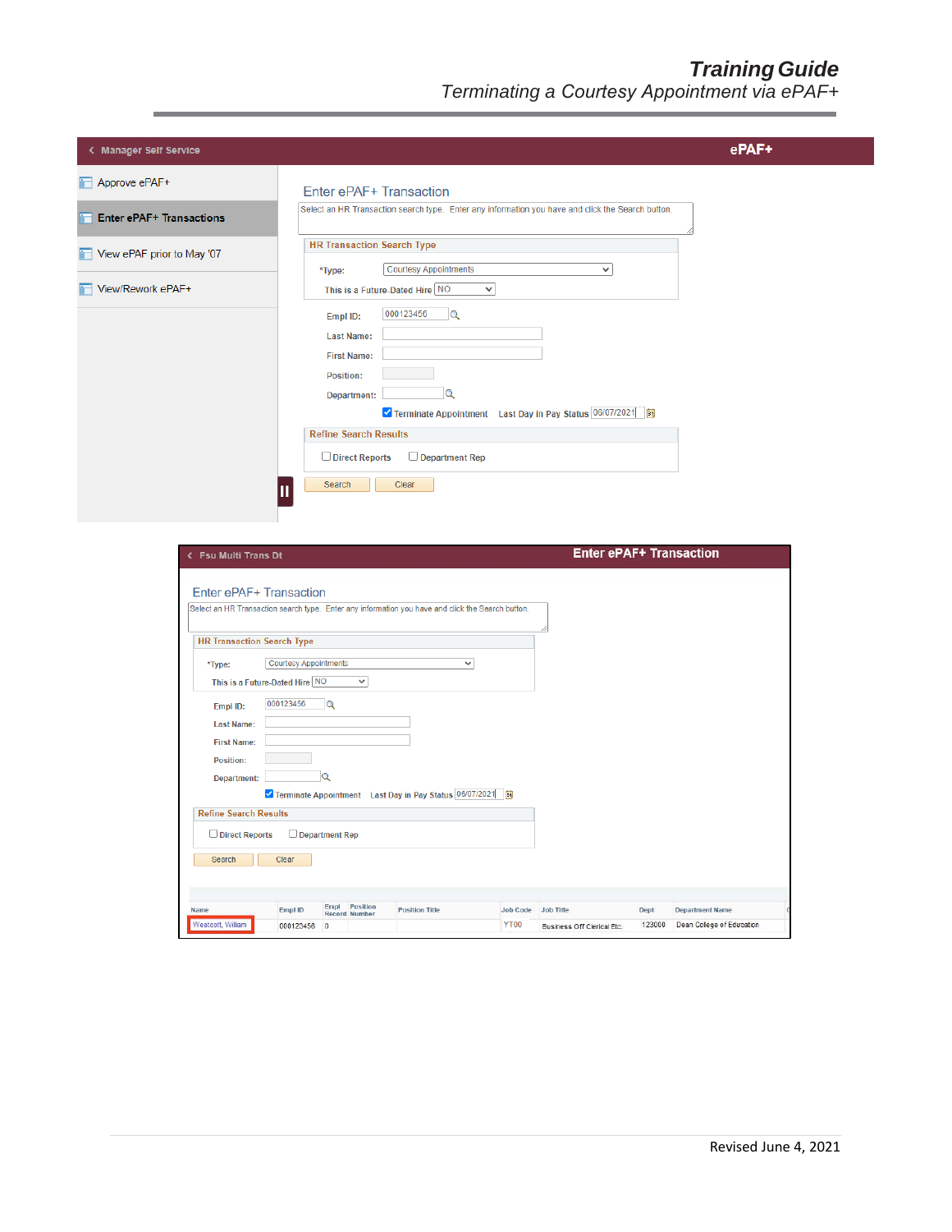Manager Self Service | ePAF+

- Approve ePAF+
- Enter ePAF+ Transactions
- View ePAF prior to May '07
- View/Rework ePAF+

Enter ePAF+ Transaction

Select an HR Transaction search type. Enter any information you have and click the Search button.

HR Transaction Search Type

*Type: Courtesy Appointments

This is a Future-Dated Hire NO

Empl ID: 000123456

Last Name:

First Name:

Position:

Department:

Terminate Appointment   Last Day in Pay Status 06/07/2021

Refine Search Results

Direct Reports   Department Rep

Search   Clear

Fsu Multi Trans Dt | Enter ePAF+ Transaction

Enter ePAF+ Transaction

Select an HR Transaction search type. Enter any information you have and click the Search button.

HR Transaction Search Type

*Type: Courtesy Appointments

This is a Future-Dated Hire NO

Empl ID: 000123456

Last Name:

First Name:

Position:

Department:

Terminate Appointment   Last Day in Pay Status 06/07/2021

Refine Search Results

Direct Reports   Department Rep

Search   Clear

| Name | Empl ID | Empl Record | Position Number | Position Title | Job Code | Job Title | Dept | Department Name |
|---|---|---|---|---|---|---|---|---|
| Westcott, William | 000123456 | 0 | | | YT00 | Business Off Clerical Etc. | 123000 | Dean College of Education |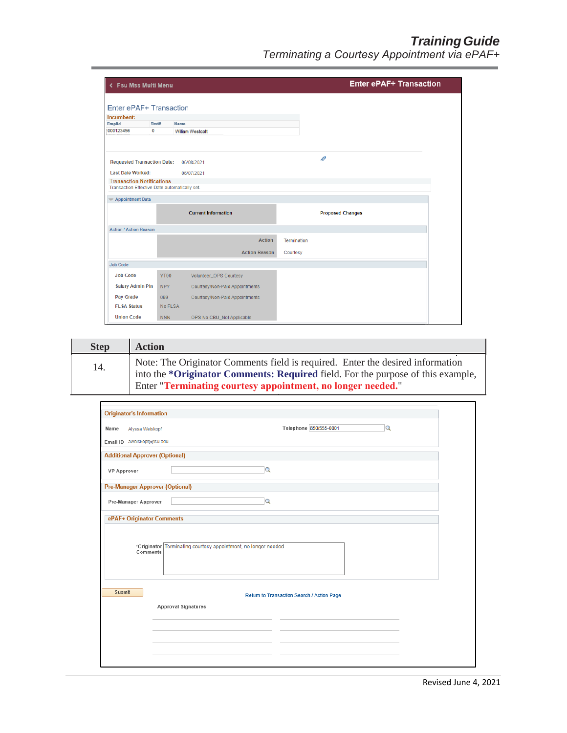| Step | Action |
|---|---|
| 14. | Note: The Originator Comments field is required. Enter the desired information into the **\*Originator Comments: Required** field. For the purpose of this example, Enter "**Terminating courtesy appointment, no longer needed.**" |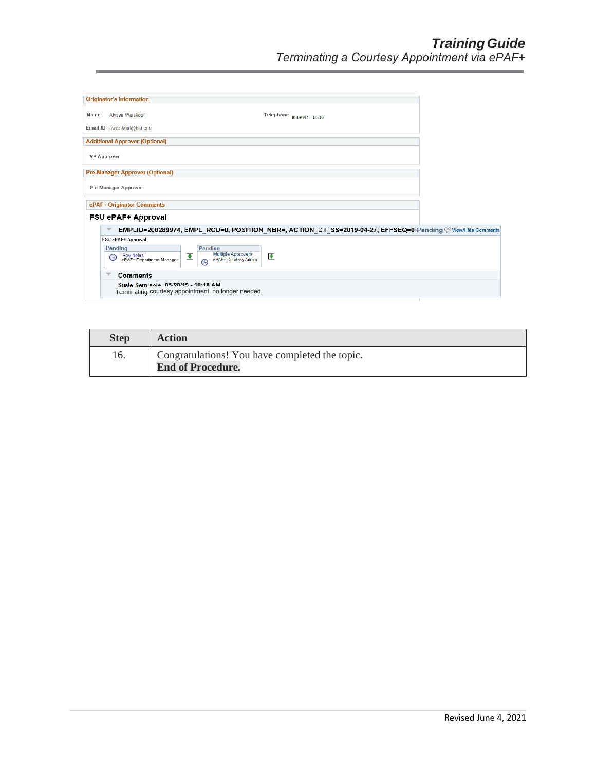| Originator's Information | |
|---|---|
| Name Alyssa Weiskopf | Telephone 850/644 - 0000 |
| Email ID aweiskopf@fsu.edu | |

**Additional Approver (Optional)**

VP Approver

**Pre-Manager Approver (Optional)**

Pre-Manager Approver

**ePAF+ Originator Comments**

**FSU ePAF+ Approval**

EMPLID=200289974, EMPL_RCD=0, POSITION_NBR=, ACTION_DT_SS=2019-04-27, EFFSEQ=0:Pending View/Hide Comments

FSU ePAF+ Approval

Pending — Roy Noles — ePAF+ Department Manager

Pending — Multiple Approvers — ePAF+ Courtesy Admin

Comments

Susie Seminole : 05/20/19 - 10:18 AM
Terminating courtesy appointment, no longer needed

| Step | Action |
|---|---|
| 16. | Congratulations! You have completed the topic.<br>**End of Procedure.** |